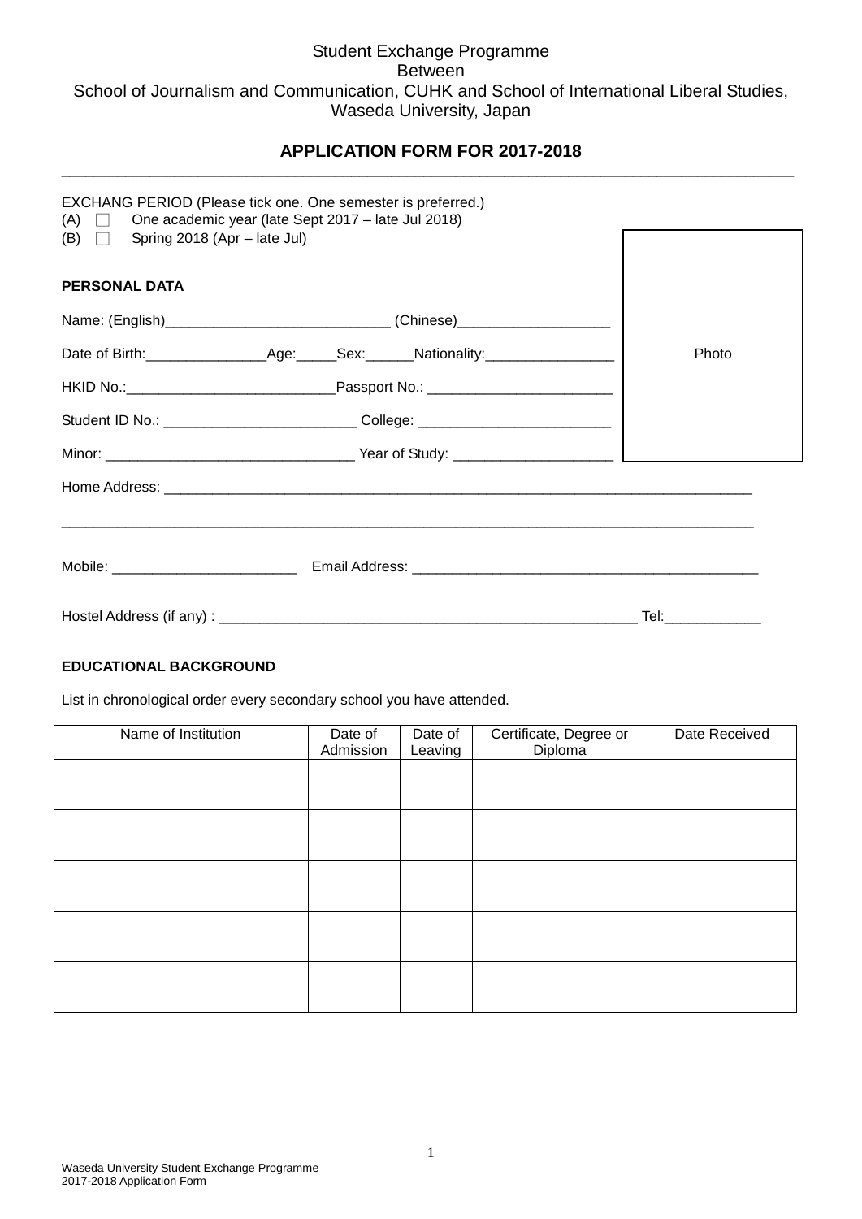Student Exchange Programme
Between
School of Journalism and Communication, CUHK and School of International Liberal Studies, Waseda University, Japan

## APPLICATION FORM FOR 2017-2018

EXCHANG PERIOD (Please tick one. One semester is preferred.)

(A) ☐ One academic year (late Sept 2017 – late Jul 2018)

(B) ☐ Spring 2018 (Apr – late Jul)

Photo

### PERSONAL DATA

Name: (English)____________________________ (Chinese)___________________

Date of Birth:_______________Age:_____Sex:______Nationality:________________

HKID No.:__________________________Passport No.: _______________________

Student ID No.: ________________________ College: ________________________

Minor: ______________________________ Year of Study: ____________________

Home Address: ___________________________________________________________________________

___________________________________________________________________________________________

Mobile: _______________________ Email Address: ___________________________________________

Hostel Address (if any) : _____________________________________________________ Tel:____________

### EDUCATIONAL BACKGROUND

List in chronological order every secondary school you have attended.

| Name of Institution | Date of Admission | Date of Leaving | Certificate, Degree or Diploma | Date Received |
|---|---|---|---|---|
| | | | | |
| | | | | |
| | | | | |
| | | | | |
| | | | | |

Waseda University Student Exchange Programme
2017-2018 Application Form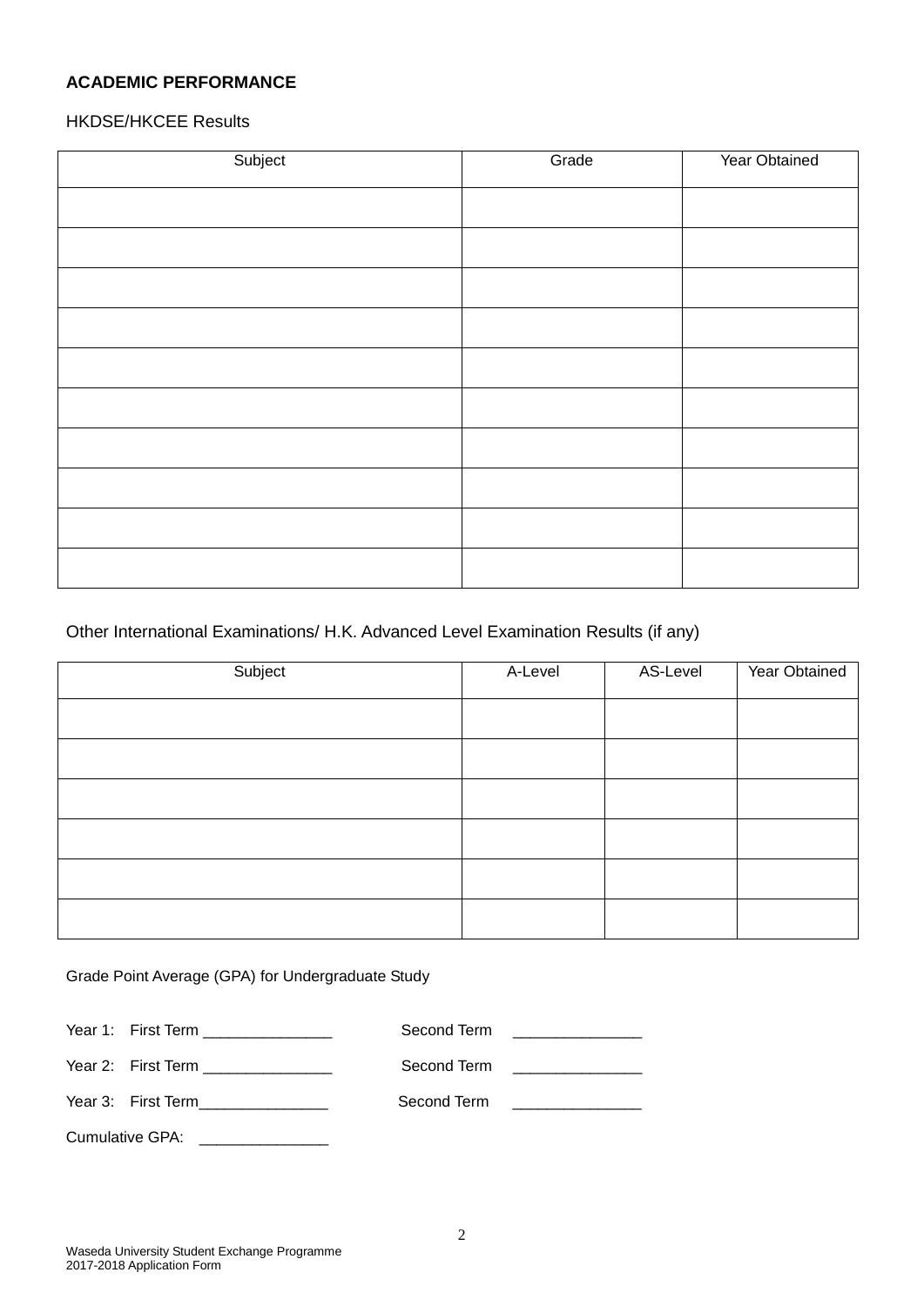**ACADEMIC PERFORMANCE**

HKDSE/HKCEE Results

| Subject | Grade | Year Obtained |
|---|---|---|
| | | |
| | | |
| | | |
| | | |
| | | |
| | | |
| | | |
| | | |
| | | |
| | | |

Other International Examinations/ H.K. Advanced Level Examination Results (if any)

| Subject | A-Level | AS-Level | Year Obtained |
|---|---|---|---|
| | | | |
| | | | |
| | | | |
| | | | |
| | | | |
| | | | |

Grade Point Average (GPA) for Undergraduate Study

Year 1: First Term _______________ Second Term _______________

Year 2: First Term _______________ Second Term _______________

Year 3: First Term_______________ Second Term _______________

Cumulative GPA: _______________

Waseda University Student Exchange Programme
2017-2018 Application Form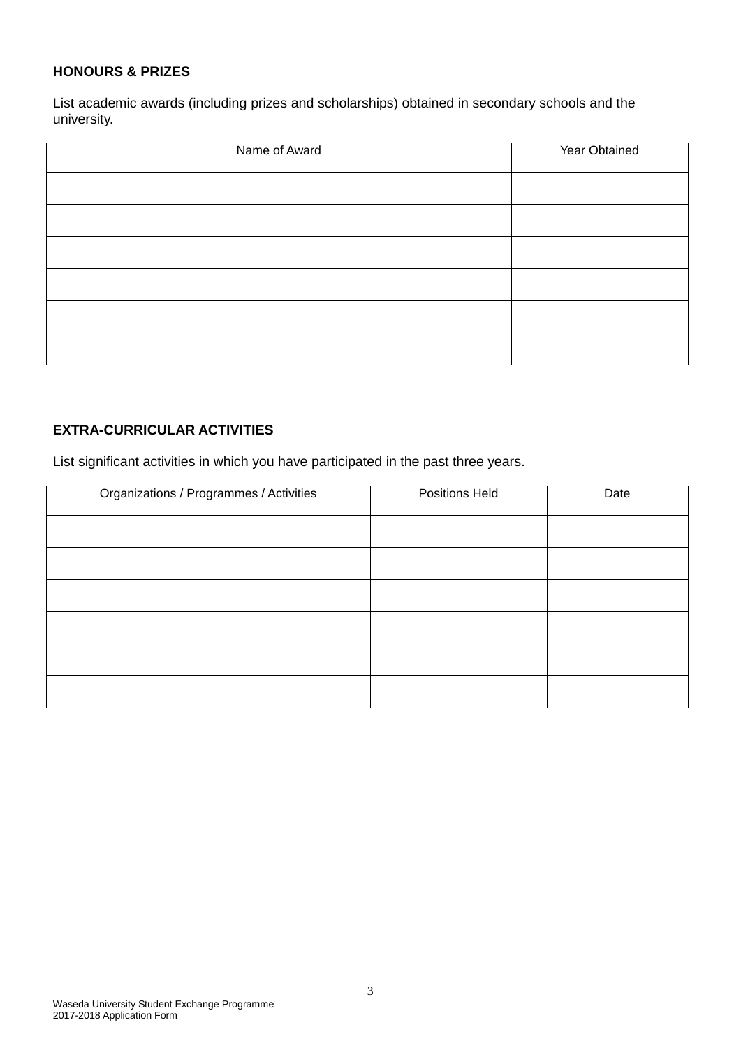**HONOURS & PRIZES**

List academic awards (including prizes and scholarships) obtained in secondary schools and the university.

| Name of Award | Year Obtained |
| --- | --- |
| | |
| | |
| | |
| | |
| | |
| | |

**EXTRA-CURRICULAR ACTIVITIES**

List significant activities in which you have participated in the past three years.

| Organizations / Programmes / Activities | Positions Held | Date |
| --- | --- | --- |
| | | |
| | | |
| | | |
| | | |
| | | |
| | | |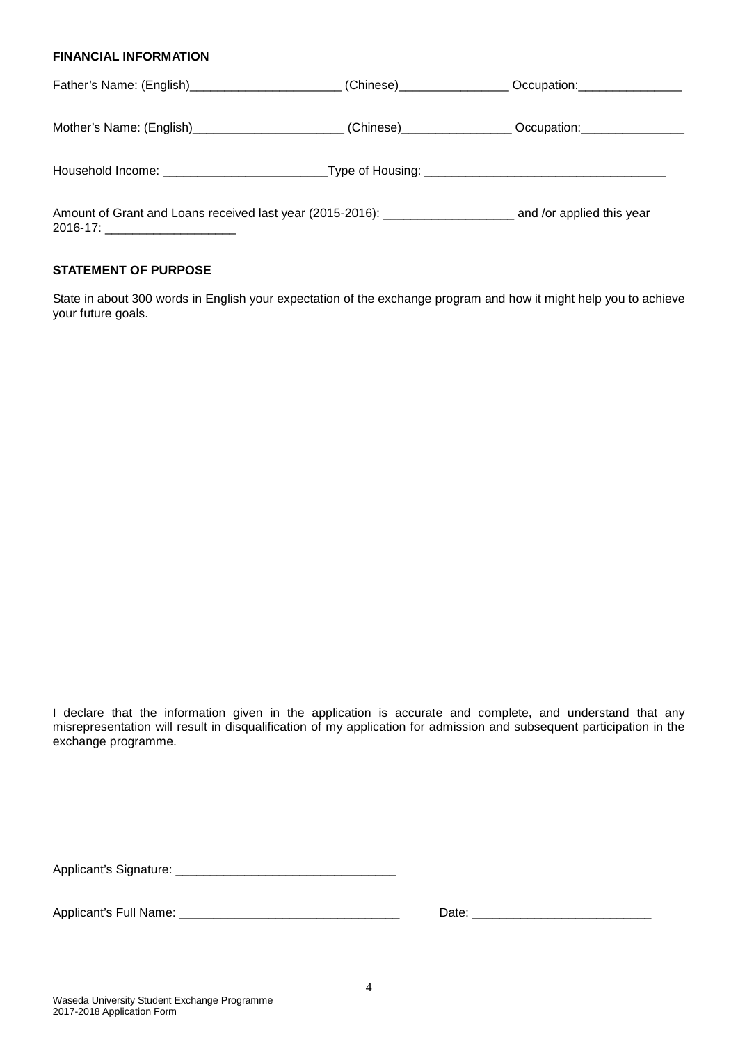**FINANCIAL INFORMATION**

Father's Name: (English)______________________ (Chinese)________________ Occupation:_______________

Mother's Name: (English)______________________ (Chinese)________________ Occupation:_______________

Household Income: ________________________Type of Housing: ___________________________________

Amount of Grant and Loans received last year (2015-2016): ___________________ and /or applied this year 2016-17: ___________________

**STATEMENT OF PURPOSE**

State in about 300 words in English your expectation of the exchange program and how it might help you to achieve your future goals.

I declare that the information given in the application is accurate and complete, and understand that any misrepresentation will result in disqualification of my application for admission and subsequent participation in the exchange programme.

Applicant's Signature: ________________________________

Applicant's Full Name: ________________________________ Date: __________________________